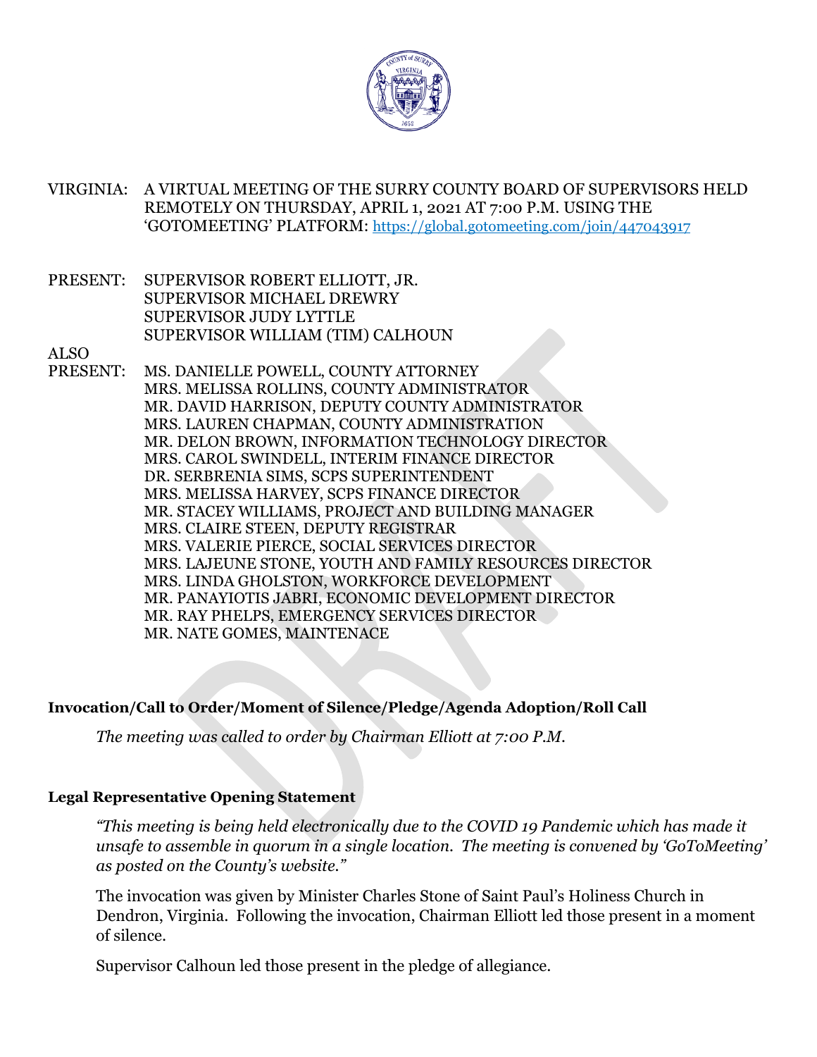VIRGINIA: A VIRTUAL MEETING OF THE SURRY COUNTY BOARD OF SUPERVISORS HELD REMOTELY ON THURSDAY, APRIL 1, 2021 AT 7:00 P.M. USING THE 'GOTOMEETING' PLATFORM: https://global.gotomeeting.com/join/447043917

PRESENT: SUPERVISOR ROBERT ELLIOTT, JR.
SUPERVISOR MICHAEL DREWRY
SUPERVISOR JUDY LYTTLE
SUPERVISOR WILLIAM (TIM) CALHOUN

ALSO PRESENT: MS. DANIELLE POWELL, COUNTY ATTORNEY
MRS. MELISSA ROLLINS, COUNTY ADMINISTRATOR
MR. DAVID HARRISON, DEPUTY COUNTY ADMINISTRATOR
MRS. LAUREN CHAPMAN, COUNTY ADMINISTRATION
MR. DELON BROWN, INFORMATION TECHNOLOGY DIRECTOR
MRS. CAROL SWINDELL, INTERIM FINANCE DIRECTOR
DR. SERBRENIA SIMS, SCPS SUPERINTENDENT
MRS. MELISSA HARVEY, SCPS FINANCE DIRECTOR
MR. STACEY WILLIAMS, PROJECT AND BUILDING MANAGER
MRS. CLAIRE STEEN, DEPUTY REGISTRAR
MRS. VALERIE PIERCE, SOCIAL SERVICES DIRECTOR
MRS. LAJEUNE STONE, YOUTH AND FAMILY RESOURCES DIRECTOR
MRS. LINDA GHOLSTON, WORKFORCE DEVELOPMENT
MR. PANAYIOTIS JABRI, ECONOMIC DEVELOPMENT DIRECTOR
MR. RAY PHELPS, EMERGENCY SERVICES DIRECTOR
MR. NATE GOMES, MAINTENACE

**Invocation/Call to Order/Moment of Silence/Pledge/Agenda Adoption/Roll Call**

*The meeting was called to order by Chairman Elliott at 7:00 P.M.*

**Legal Representative Opening Statement**

*"This meeting is being held electronically due to the COVID 19 Pandemic which has made it unsafe to assemble in quorum in a single location. The meeting is convened by 'GoToMeeting' as posted on the County's website."*

The invocation was given by Minister Charles Stone of Saint Paul's Holiness Church in Dendron, Virginia. Following the invocation, Chairman Elliott led those present in a moment of silence.

Supervisor Calhoun led those present in the pledge of allegiance.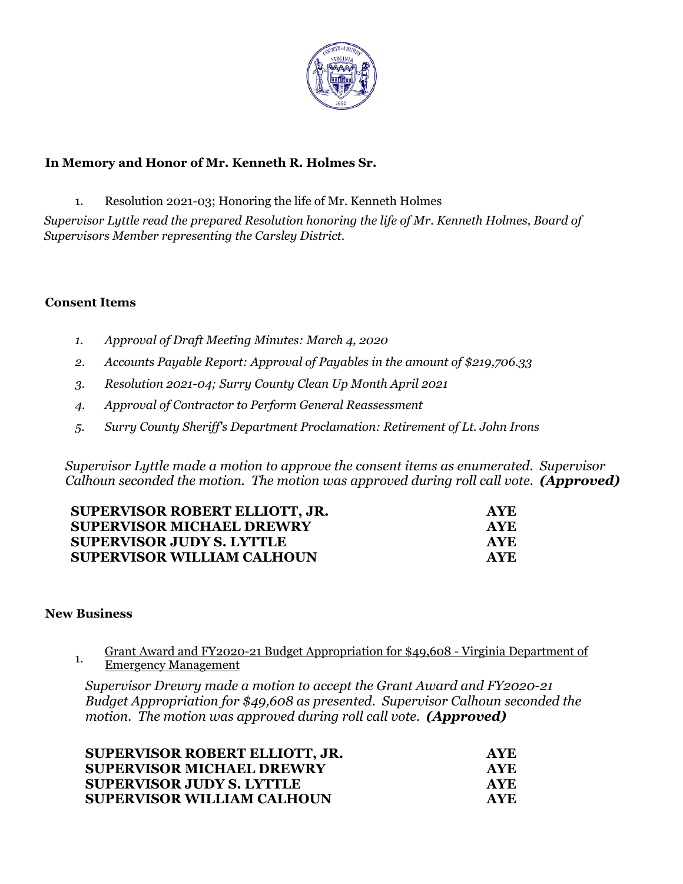**In Memory and Honor of Mr. Kenneth R. Holmes Sr.**

1. Resolution 2021-03; Honoring the life of Mr. Kenneth Holmes

*Supervisor Lyttle read the prepared Resolution honoring the life of Mr. Kenneth Holmes, Board of Supervisors Member representing the Carsley District.*

**Consent Items**

1. *Approval of Draft Meeting Minutes: March 4, 2020*
2. *Accounts Payable Report: Approval of Payables in the amount of $219,706.33*
3. *Resolution 2021-04; Surry County Clean Up Month April 2021*
4. *Approval of Contractor to Perform General Reassessment*
5. *Surry County Sheriff's Department Proclamation: Retirement of Lt. John Irons*

*Supervisor Lyttle made a motion to approve the consent items as enumerated. Supervisor Calhoun seconded the motion. The motion was approved during roll call vote.* ***(Approved)***

| | |
|---|---|
| **SUPERVISOR ROBERT ELLIOTT, JR.** | **AYE** |
| **SUPERVISOR MICHAEL DREWRY** | **AYE** |
| **SUPERVISOR JUDY S. LYTTLE** | **AYE** |
| **SUPERVISOR WILLIAM CALHOUN** | **AYE** |

**New Business**

1. Grant Award and FY2020-21 Budget Appropriation for $49,608 - Virginia Department of Emergency Management

*Supervisor Drewry made a motion to accept the Grant Award and FY2020-21 Budget Appropriation for $49,608 as presented. Supervisor Calhoun seconded the motion. The motion was approved during roll call vote.* ***(Approved)***

| | |
|---|---|
| **SUPERVISOR ROBERT ELLIOTT, JR.** | **AYE** |
| **SUPERVISOR MICHAEL DREWRY** | **AYE** |
| **SUPERVISOR JUDY S. LYTTLE** | **AYE** |
| **SUPERVISOR WILLIAM CALHOUN** | **AYE** |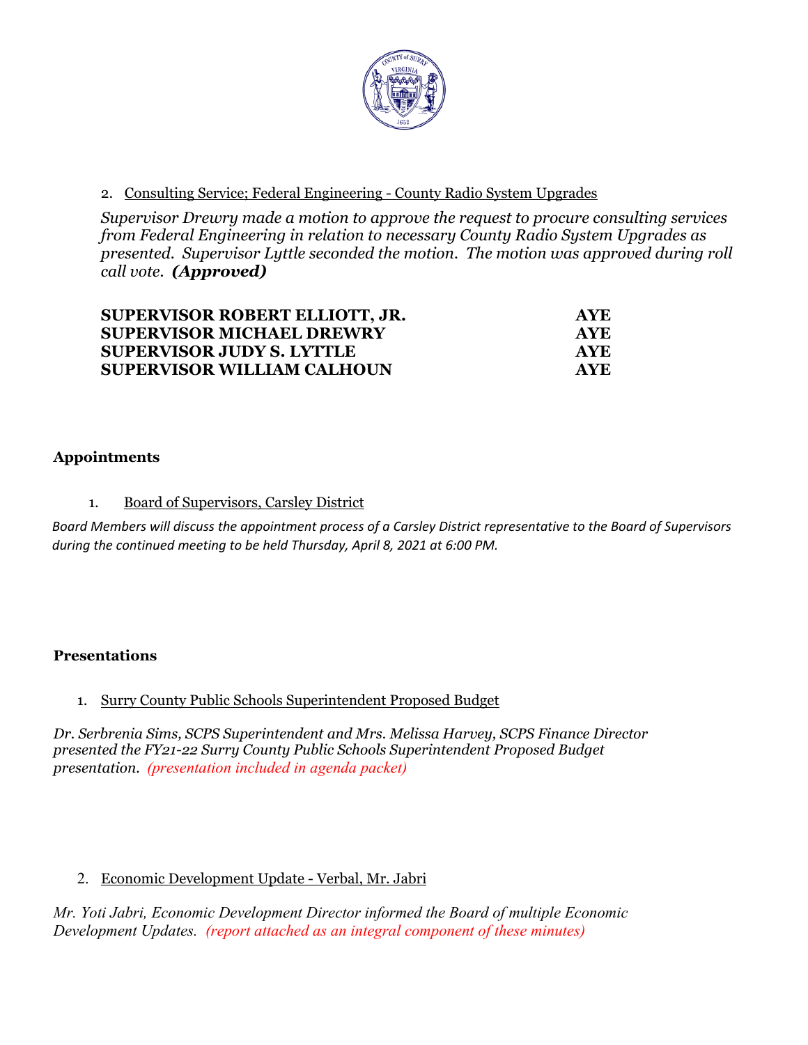2. Consulting Service; Federal Engineering - County Radio System Upgrades

*Supervisor Drewry made a motion to approve the request to procure consulting services from Federal Engineering in relation to necessary County Radio System Upgrades as presented. Supervisor Lyttle seconded the motion. The motion was approved during roll call vote.* ***(Approved)***

| | |
|---|---|
| **SUPERVISOR ROBERT ELLIOTT, JR.** | **AYE** |
| **SUPERVISOR MICHAEL DREWRY** | **AYE** |
| **SUPERVISOR JUDY S. LYTTLE** | **AYE** |
| **SUPERVISOR WILLIAM CALHOUN** | **AYE** |

**Appointments**

1. Board of Supervisors, Carsley District

*Board Members will discuss the appointment process of a Carsley District representative to the Board of Supervisors during the continued meeting to be held Thursday, April 8, 2021 at 6:00 PM.*

**Presentations**

1. Surry County Public Schools Superintendent Proposed Budget

*Dr. Serbrenia Sims, SCPS Superintendent and Mrs. Melissa Harvey, SCPS Finance Director presented the FY21-22 Surry County Public Schools Superintendent Proposed Budget presentation. (presentation included in agenda packet)*

2. Economic Development Update - Verbal, Mr. Jabri

*Mr. Yoti Jabri, Economic Development Director informed the Board of multiple Economic Development Updates. (report attached as an integral component of these minutes)*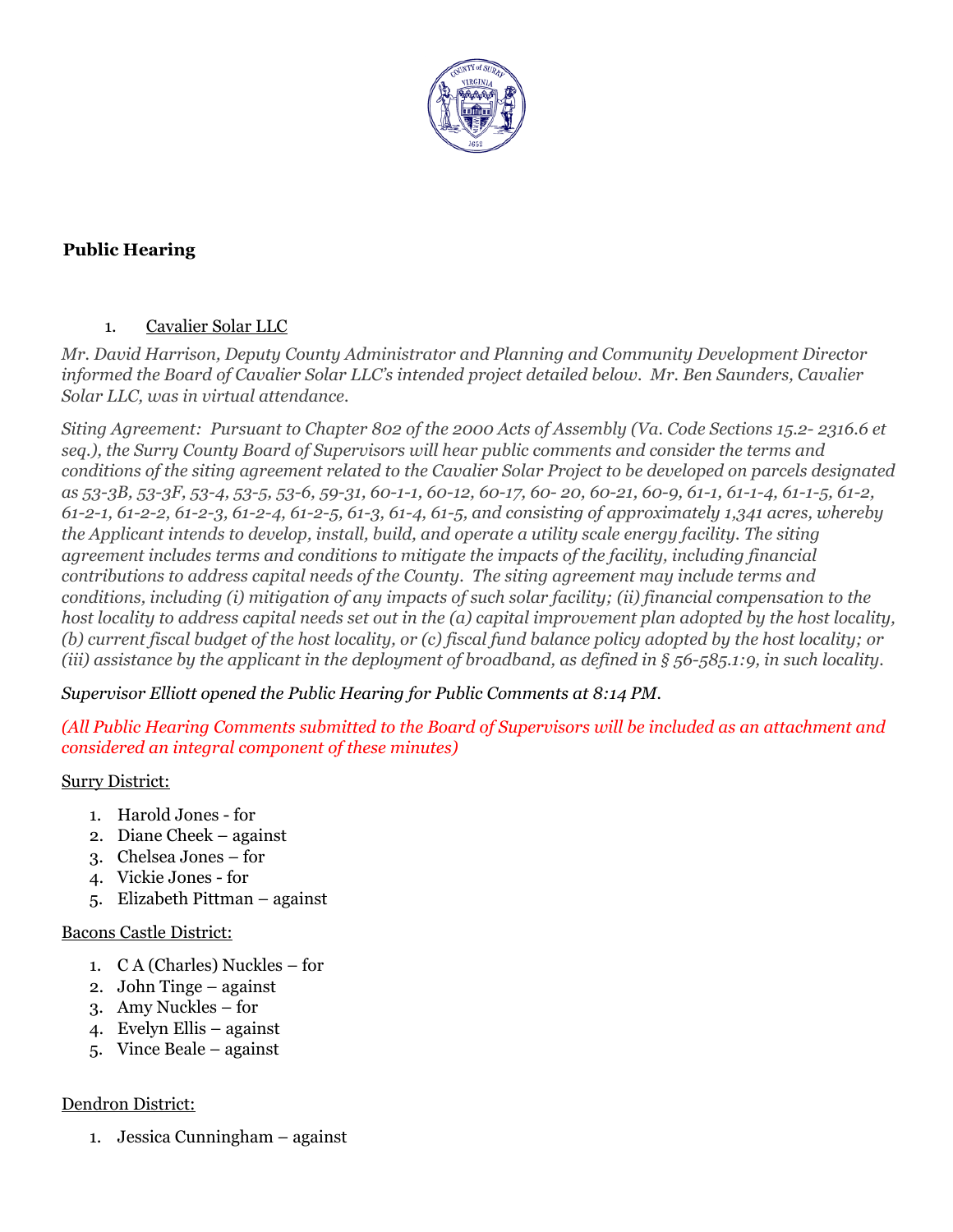## Public Hearing

1. Cavalier Solar LLC

*Mr. David Harrison, Deputy County Administrator and Planning and Community Development Director informed the Board of Cavalier Solar LLC's intended project detailed below. Mr. Ben Saunders, Cavalier Solar LLC, was in virtual attendance.*

*Siting Agreement: Pursuant to Chapter 802 of the 2000 Acts of Assembly (Va. Code Sections 15.2- 2316.6 et seq.), the Surry County Board of Supervisors will hear public comments and consider the terms and conditions of the siting agreement related to the Cavalier Solar Project to be developed on parcels designated as 53-3B, 53-3F, 53-4, 53-5, 53-6, 59-31, 60-1-1, 60-12, 60-17, 60- 20, 60-21, 60-9, 61-1, 61-1-4, 61-1-5, 61-2, 61-2-1, 61-2-2, 61-2-3, 61-2-4, 61-2-5, 61-3, 61-4, 61-5, and consisting of approximately 1,341 acres, whereby the Applicant intends to develop, install, build, and operate a utility scale energy facility. The siting agreement includes terms and conditions to mitigate the impacts of the facility, including financial contributions to address capital needs of the County. The siting agreement may include terms and conditions, including (i) mitigation of any impacts of such solar facility; (ii) financial compensation to the host locality to address capital needs set out in the (a) capital improvement plan adopted by the host locality, (b) current fiscal budget of the host locality, or (c) fiscal fund balance policy adopted by the host locality; or (iii) assistance by the applicant in the deployment of broadband, as defined in § 56-585.1:9, in such locality.*

*Supervisor Elliott opened the Public Hearing for Public Comments at 8:14 PM.*

*(All Public Hearing Comments submitted to the Board of Supervisors will be included as an attachment and considered an integral component of these minutes)*

Surry District:

1. Harold Jones - for
2. Diane Cheek – against
3. Chelsea Jones – for
4. Vickie Jones - for
5. Elizabeth Pittman – against

Bacons Castle District:

1. C A (Charles) Nuckles – for
2. John Tinge – against
3. Amy Nuckles – for
4. Evelyn Ellis – against
5. Vince Beale – against

Dendron District:

1. Jessica Cunningham – against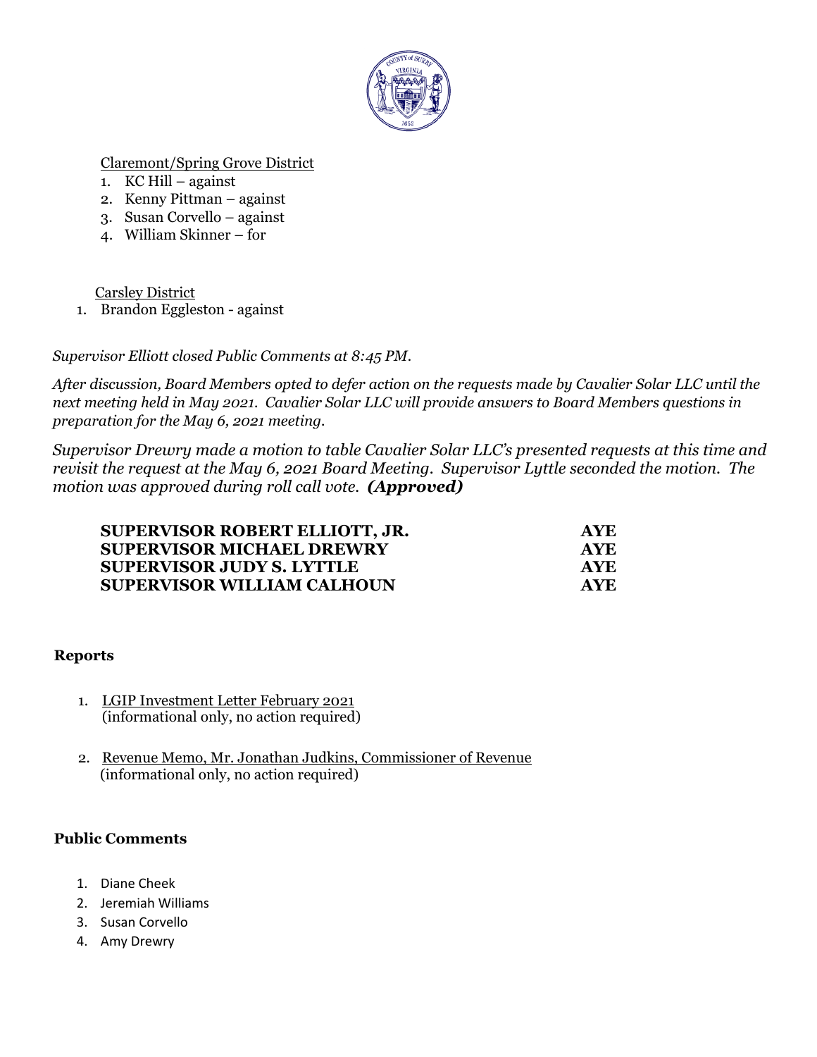Claremont/Spring Grove District

1. KC Hill – against
2. Kenny Pittman – against
3. Susan Corvello – against
4. William Skinner – for

Carsley District

1. Brandon Eggleston - against

*Supervisor Elliott closed Public Comments at 8:45 PM.*

*After discussion, Board Members opted to defer action on the requests made by Cavalier Solar LLC until the next meeting held in May 2021. Cavalier Solar LLC will provide answers to Board Members questions in preparation for the May 6, 2021 meeting.*

*Supervisor Drewry made a motion to table Cavalier Solar LLC's presented requests at this time and revisit the request at the May 6, 2021 Board Meeting. Supervisor Lyttle seconded the motion. The motion was approved during roll call vote.* ***(Approved)***

| | |
|---|---|
| **SUPERVISOR ROBERT ELLIOTT, JR.** | **AYE** |
| **SUPERVISOR MICHAEL DREWRY** | **AYE** |
| **SUPERVISOR JUDY S. LYTTLE** | **AYE** |
| **SUPERVISOR WILLIAM CALHOUN** | **AYE** |

**Reports**

1. LGIP Investment Letter February 2021
   (informational only, no action required)

2. Revenue Memo, Mr. Jonathan Judkins, Commissioner of Revenue
   (informational only, no action required)

**Public Comments**

1. Diane Cheek
2. Jeremiah Williams
3. Susan Corvello
4. Amy Drewry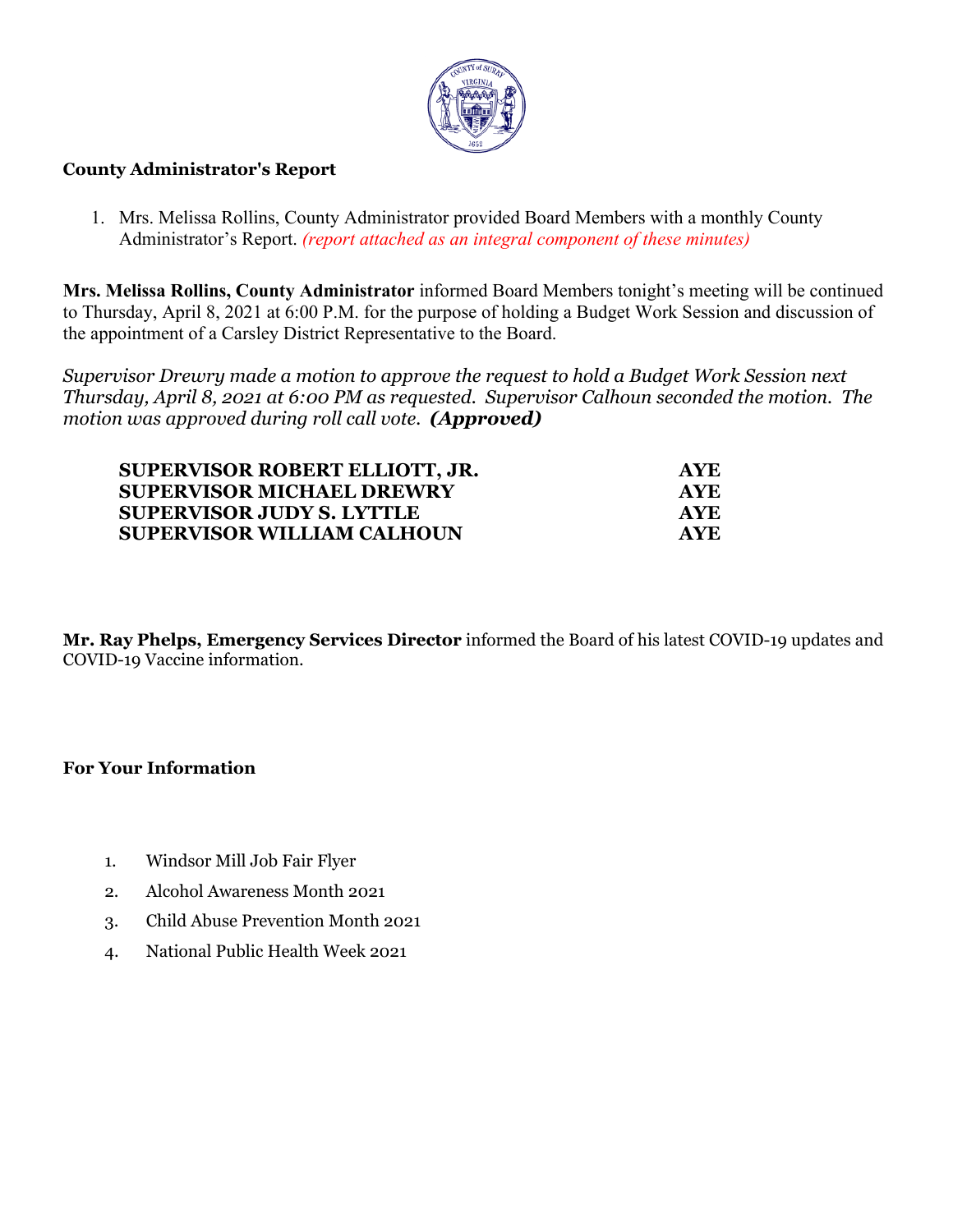**County Administrator's Report**

1. Mrs. Melissa Rollins, County Administrator provided Board Members with a monthly County Administrator's Report. *(report attached as an integral component of these minutes)*

**Mrs. Melissa Rollins, County Administrator** informed Board Members tonight's meeting will be continued to Thursday, April 8, 2021 at 6:00 P.M. for the purpose of holding a Budget Work Session and discussion of the appointment of a Carsley District Representative to the Board.

*Supervisor Drewry made a motion to approve the request to hold a Budget Work Session next Thursday, April 8, 2021 at 6:00 PM as requested. Supervisor Calhoun seconded the motion. The motion was approved during roll call vote.* ***(Approved)***

| | |
|---|---|
| **SUPERVISOR ROBERT ELLIOTT, JR.** | **AYE** |
| **SUPERVISOR MICHAEL DREWRY** | **AYE** |
| **SUPERVISOR JUDY S. LYTTLE** | **AYE** |
| **SUPERVISOR WILLIAM CALHOUN** | **AYE** |

**Mr. Ray Phelps, Emergency Services Director** informed the Board of his latest COVID-19 updates and COVID-19 Vaccine information.

**For Your Information**

1. Windsor Mill Job Fair Flyer
2. Alcohol Awareness Month 2021
3. Child Abuse Prevention Month 2021
4. National Public Health Week 2021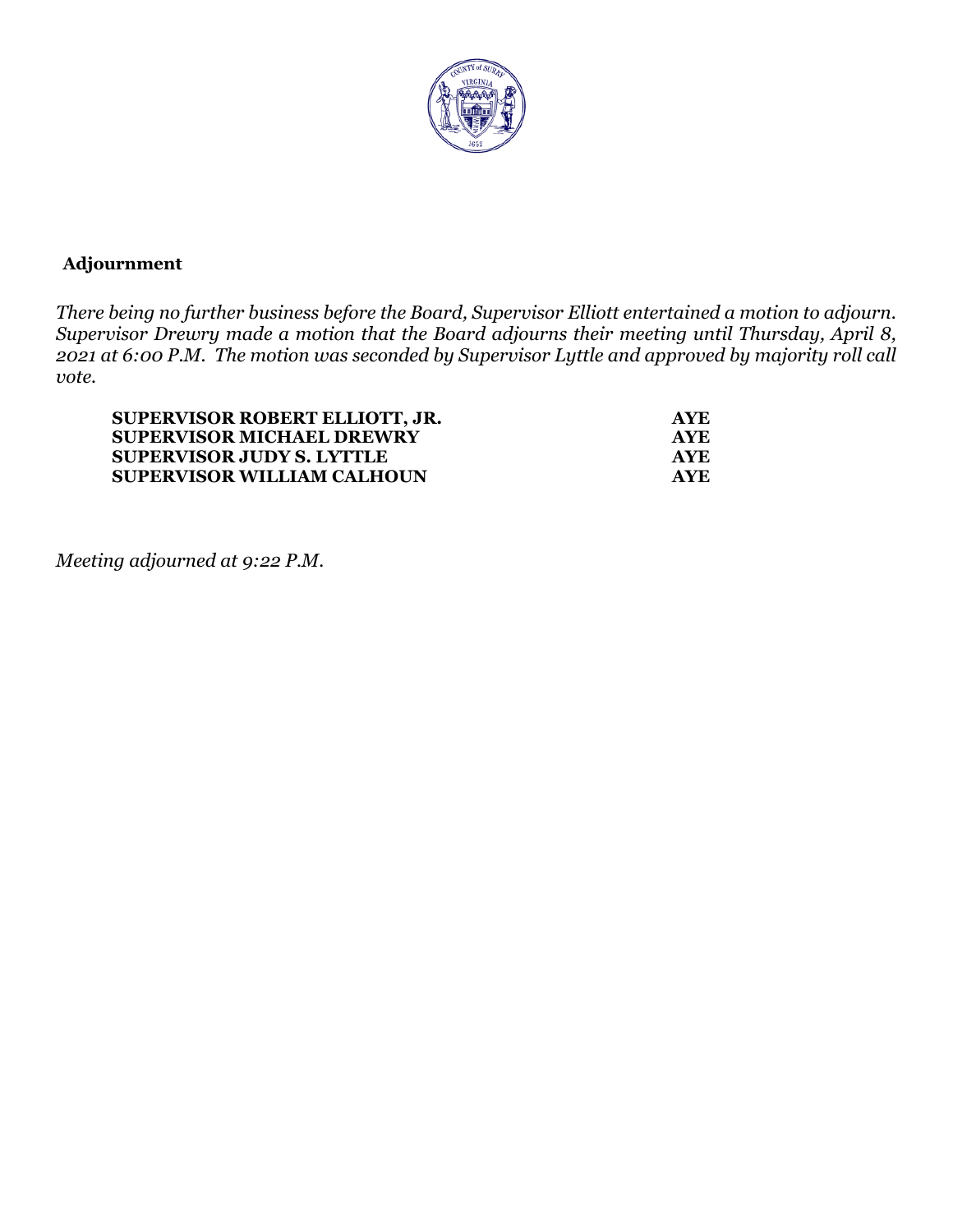**Adjournment**

*There being no further business before the Board, Supervisor Elliott entertained a motion to adjourn. Supervisor Drewry made a motion that the Board adjourns their meeting until Thursday, April 8, 2021 at 6:00 P.M. The motion was seconded by Supervisor Lyttle and approved by majority roll call vote.*

| | |
|---|---|
| **SUPERVISOR ROBERT ELLIOTT, JR.** | **AYE** |
| **SUPERVISOR MICHAEL DREWRY** | **AYE** |
| **SUPERVISOR JUDY S. LYTTLE** | **AYE** |
| **SUPERVISOR WILLIAM CALHOUN** | **AYE** |

*Meeting adjourned at 9:22 P.M.*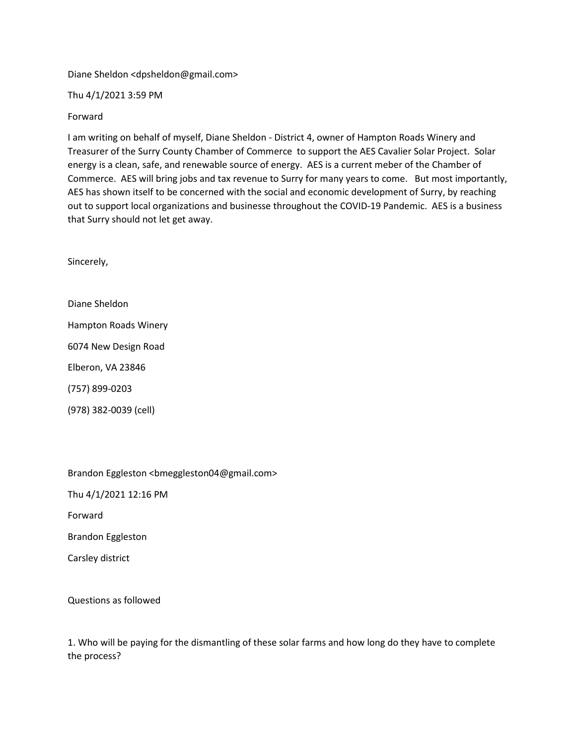Diane Sheldon <dpsheldon@gmail.com>

Thu 4/1/2021 3:59 PM

Forward

I am writing on behalf of myself, Diane Sheldon - District 4, owner of Hampton Roads Winery and Treasurer of the Surry County Chamber of Commerce to support the AES Cavalier Solar Project. Solar energy is a clean, safe, and renewable source of energy. AES is a current meber of the Chamber of Commerce. AES will bring jobs and tax revenue to Surry for many years to come. But most importantly, AES has shown itself to be concerned with the social and economic development of Surry, by reaching out to support local organizations and businesse throughout the COVID-19 Pandemic. AES is a business that Surry should not let get away.

Sincerely,

Diane Sheldon

Hampton Roads Winery

6074 New Design Road

Elberon, VA 23846

(757) 899-0203

(978) 382-0039 (cell)

Brandon Eggleston <bmeggleston04@gmail.com>

Thu 4/1/2021 12:16 PM

Forward

Brandon Eggleston

Carsley district

Questions as followed

1. Who will be paying for the dismantling of these solar farms and how long do they have to complete the process?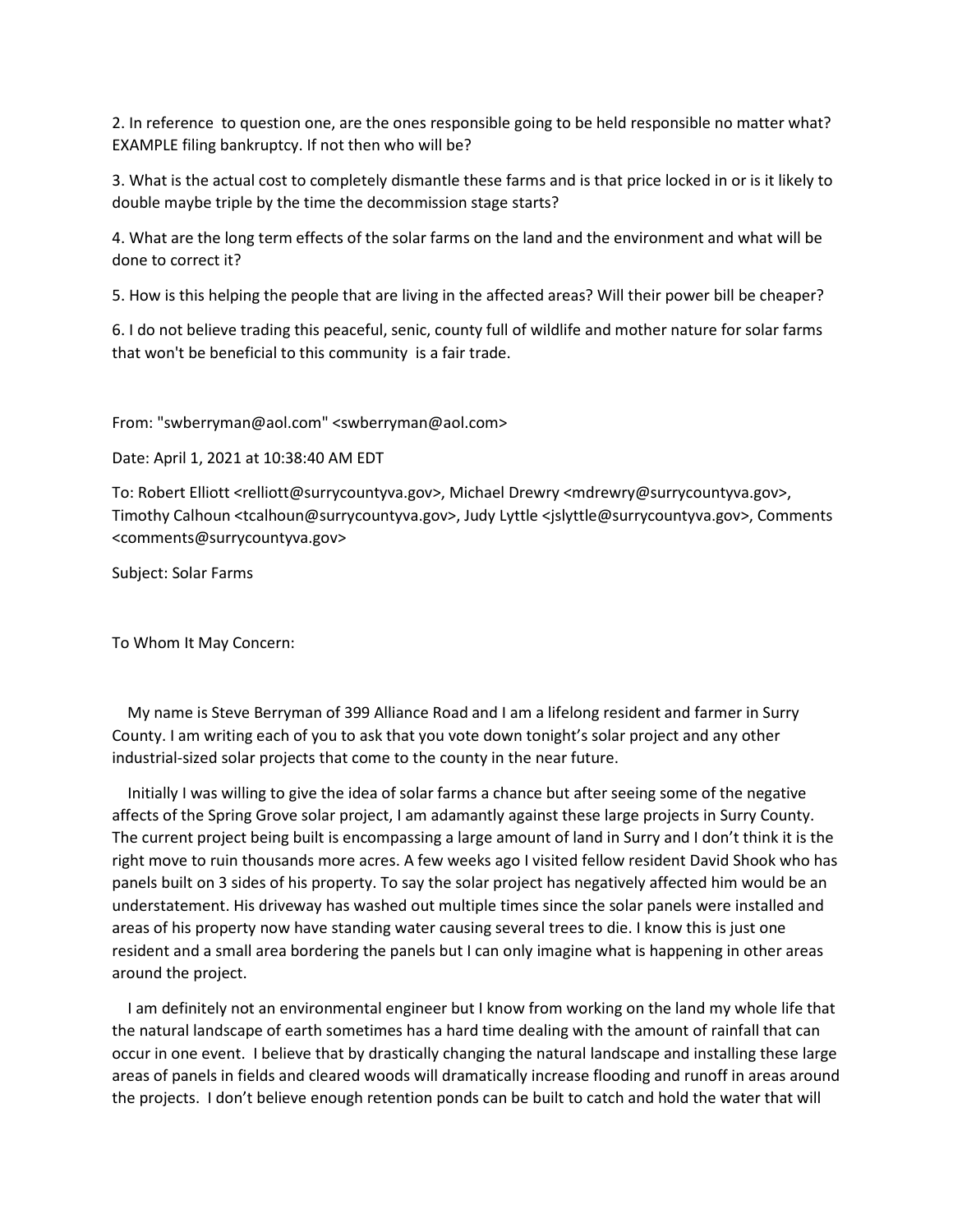2. In reference to question one, are the ones responsible going to be held responsible no matter what? EXAMPLE filing bankruptcy. If not then who will be?

3. What is the actual cost to completely dismantle these farms and is that price locked in or is it likely to double maybe triple by the time the decommission stage starts?

4. What are the long term effects of the solar farms on the land and the environment and what will be done to correct it?

5. How is this helping the people that are living in the affected areas? Will their power bill be cheaper?

6. I do not believe trading this peaceful, senic, county full of wildlife and mother nature for solar farms that won't be beneficial to this community is a fair trade.

From: "swberryman@aol.com" <swberryman@aol.com>

Date: April 1, 2021 at 10:38:40 AM EDT

To: Robert Elliott <relliott@surrycountyva.gov>, Michael Drewry <mdrewry@surrycountyva.gov>, Timothy Calhoun <tcalhoun@surrycountyva.gov>, Judy Lyttle <jslyttle@surrycountyva.gov>, Comments <comments@surrycountyva.gov>

Subject: Solar Farms

To Whom It May Concern:

My name is Steve Berryman of 399 Alliance Road and I am a lifelong resident and farmer in Surry County. I am writing each of you to ask that you vote down tonight's solar project and any other industrial-sized solar projects that come to the county in the near future.

Initially I was willing to give the idea of solar farms a chance but after seeing some of the negative affects of the Spring Grove solar project, I am adamantly against these large projects in Surry County. The current project being built is encompassing a large amount of land in Surry and I don't think it is the right move to ruin thousands more acres. A few weeks ago I visited fellow resident David Shook who has panels built on 3 sides of his property. To say the solar project has negatively affected him would be an understatement. His driveway has washed out multiple times since the solar panels were installed and areas of his property now have standing water causing several trees to die. I know this is just one resident and a small area bordering the panels but I can only imagine what is happening in other areas around the project.

I am definitely not an environmental engineer but I know from working on the land my whole life that the natural landscape of earth sometimes has a hard time dealing with the amount of rainfall that can occur in one event. I believe that by drastically changing the natural landscape and installing these large areas of panels in fields and cleared woods will dramatically increase flooding and runoff in areas around the projects. I don't believe enough retention ponds can be built to catch and hold the water that will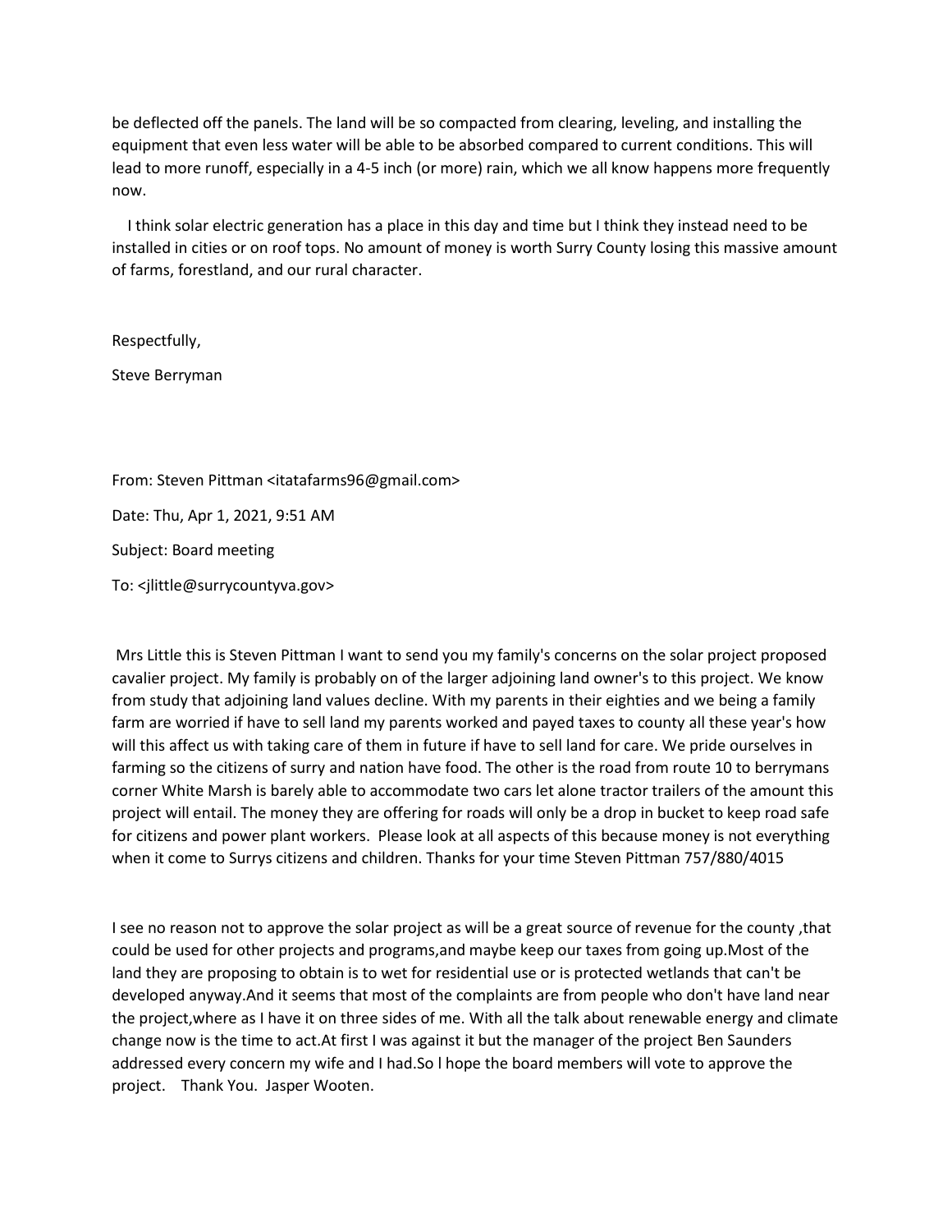be deflected off the panels. The land will be so compacted from clearing, leveling, and installing the equipment that even less water will be able to be absorbed compared to current conditions. This will lead to more runoff, especially in a 4-5 inch (or more) rain, which we all know happens more frequently now.

I think solar electric generation has a place in this day and time but I think they instead need to be installed in cities or on roof tops. No amount of money is worth Surry County losing this massive amount of farms, forestland, and our rural character.

Respectfully,

Steve Berryman

From: Steven Pittman <itatafarms96@gmail.com>

Date: Thu, Apr 1, 2021, 9:51 AM

Subject: Board meeting

To: <jlittle@surrycountyva.gov>

Mrs Little this is Steven Pittman I want to send you my family's concerns on the solar project proposed cavalier project. My family is probably on of the larger adjoining land owner's to this project. We know from study that adjoining land values decline. With my parents in their eighties and we being a family farm are worried if have to sell land my parents worked and payed taxes to county all these year's how will this affect us with taking care of them in future if have to sell land for care. We pride ourselves in farming so the citizens of surry and nation have food. The other is the road from route 10 to berrymans corner White Marsh is barely able to accommodate two cars let alone tractor trailers of the amount this project will entail. The money they are offering for roads will only be a drop in bucket to keep road safe for citizens and power plant workers. Please look at all aspects of this because money is not everything when it come to Surrys citizens and children. Thanks for your time Steven Pittman 757/880/4015

I see no reason not to approve the solar project as will be a great source of revenue for the county ,that could be used for other projects and programs,and maybe keep our taxes from going up.Most of the land they are proposing to obtain is to wet for residential use or is protected wetlands that can't be developed anyway.And it seems that most of the complaints are from people who don't have land near the project,where as I have it on three sides of me. With all the talk about renewable energy and climate change now is the time to act.At first I was against it but the manager of the project Ben Saunders addressed every concern my wife and I had.So l hope the board members will vote to approve the project. Thank You. Jasper Wooten.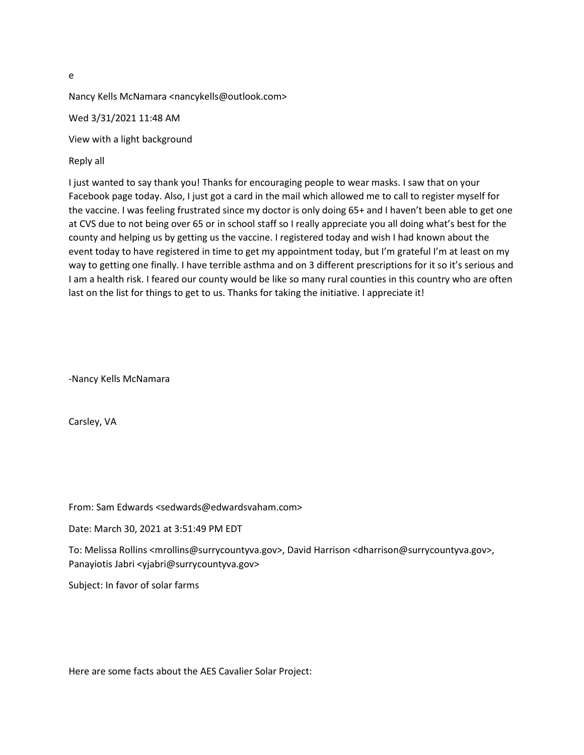e

Nancy Kells McNamara <nancykells@outlook.com>

Wed 3/31/2021 11:48 AM

View with a light background

Reply all

I just wanted to say thank you! Thanks for encouraging people to wear masks. I saw that on your Facebook page today. Also, I just got a card in the mail which allowed me to call to register myself for the vaccine. I was feeling frustrated since my doctor is only doing 65+ and I haven't been able to get one at CVS due to not being over 65 or in school staff so I really appreciate you all doing what's best for the county and helping us by getting us the vaccine. I registered today and wish I had known about the event today to have registered in time to get my appointment today, but I'm grateful I'm at least on my way to getting one finally. I have terrible asthma and on 3 different prescriptions for it so it's serious and I am a health risk. I feared our county would be like so many rural counties in this country who are often last on the list for things to get to us. Thanks for taking the initiative. I appreciate it!

-Nancy Kells McNamara

Carsley, VA

From: Sam Edwards <sedwards@edwardsvaham.com>

Date: March 30, 2021 at 3:51:49 PM EDT

To: Melissa Rollins <mrollins@surrycountyva.gov>, David Harrison <dharrison@surrycountyva.gov>, Panayiotis Jabri <yjabri@surrycountyva.gov>

Subject: In favor of solar farms

Here are some facts about the AES Cavalier Solar Project: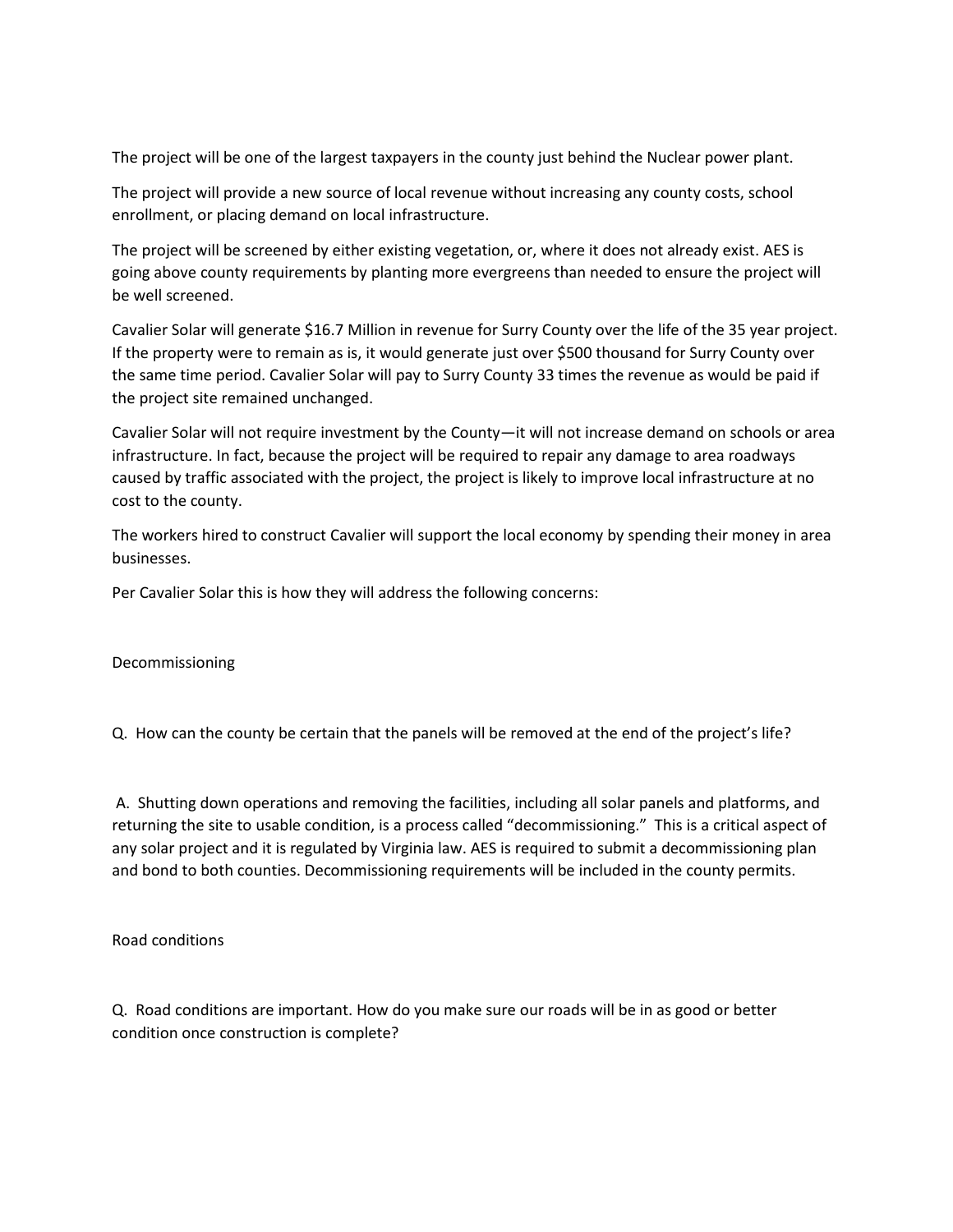The project will be one of the largest taxpayers in the county just behind the Nuclear power plant.

The project will provide a new source of local revenue without increasing any county costs, school enrollment, or placing demand on local infrastructure.

The project will be screened by either existing vegetation, or, where it does not already exist. AES is going above county requirements by planting more evergreens than needed to ensure the project will be well screened.

Cavalier Solar will generate $16.7 Million in revenue for Surry County over the life of the 35 year project. If the property were to remain as is, it would generate just over $500 thousand for Surry County over the same time period. Cavalier Solar will pay to Surry County 33 times the revenue as would be paid if the project site remained unchanged.

Cavalier Solar will not require investment by the County—it will not increase demand on schools or area infrastructure. In fact, because the project will be required to repair any damage to area roadways caused by traffic associated with the project, the project is likely to improve local infrastructure at no cost to the county.

The workers hired to construct Cavalier will support the local economy by spending their money in area businesses.

Per Cavalier Solar this is how they will address the following concerns:

Decommissioning

Q. How can the county be certain that the panels will be removed at the end of the project's life?

A. Shutting down operations and removing the facilities, including all solar panels and platforms, and returning the site to usable condition, is a process called "decommissioning." This is a critical aspect of any solar project and it is regulated by Virginia law. AES is required to submit a decommissioning plan and bond to both counties. Decommissioning requirements will be included in the county permits.

Road conditions

Q. Road conditions are important. How do you make sure our roads will be in as good or better condition once construction is complete?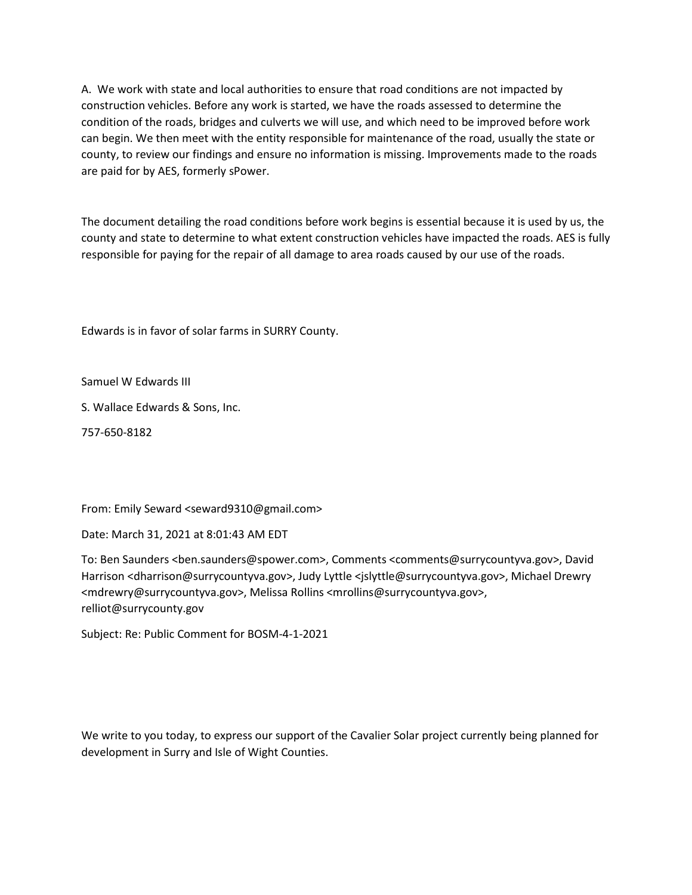A.  We work with state and local authorities to ensure that road conditions are not impacted by construction vehicles. Before any work is started, we have the roads assessed to determine the condition of the roads, bridges and culverts we will use, and which need to be improved before work can begin. We then meet with the entity responsible for maintenance of the road, usually the state or county, to review our findings and ensure no information is missing. Improvements made to the roads are paid for by AES, formerly sPower.

The document detailing the road conditions before work begins is essential because it is used by us, the county and state to determine to what extent construction vehicles have impacted the roads. AES is fully responsible for paying for the repair of all damage to area roads caused by our use of the roads.

Edwards is in favor of solar farms in SURRY County.

Samuel W Edwards III

S. Wallace Edwards & Sons, Inc.

757-650-8182

From: Emily Seward <seward9310@gmail.com>

Date: March 31, 2021 at 8:01:43 AM EDT

To: Ben Saunders <ben.saunders@spower.com>, Comments <comments@surrycountyva.gov>, David Harrison <dharrison@surrycountyva.gov>, Judy Lyttle <jslyttle@surrycountyva.gov>, Michael Drewry <mdrewry@surrycountyva.gov>, Melissa Rollins <mrollins@surrycountyva.gov>, relliot@surrycounty.gov

Subject: Re: Public Comment for BOSM-4-1-2021

We write to you today, to express our support of the Cavalier Solar project currently being planned for development in Surry and Isle of Wight Counties.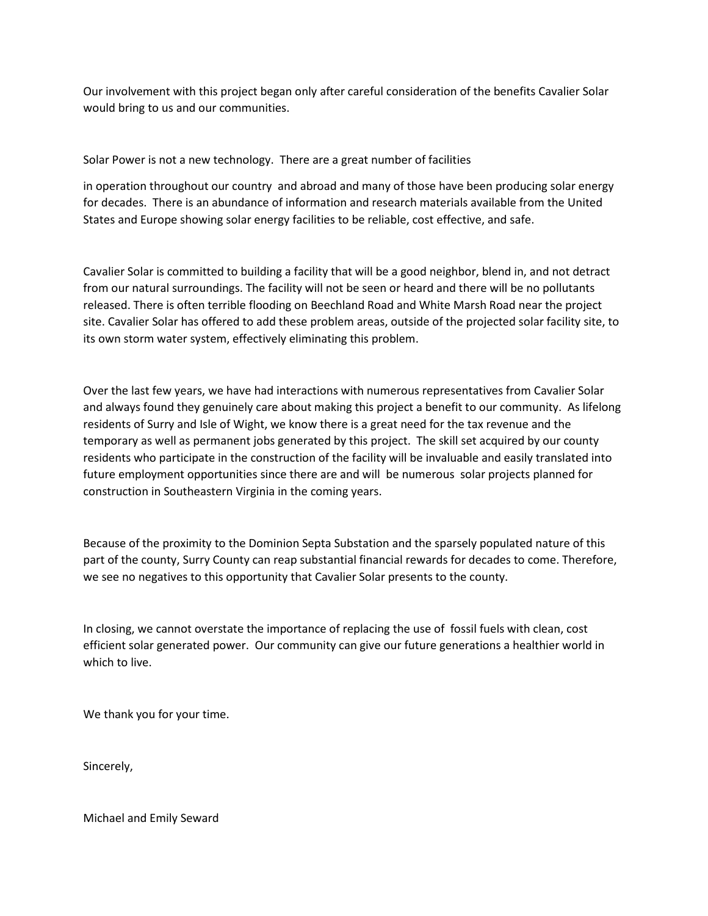Our involvement with this project began only after careful consideration of the benefits Cavalier Solar would bring to us and our communities.

Solar Power is not a new technology. There are a great number of facilities

in operation throughout our country and abroad and many of those have been producing solar energy for decades. There is an abundance of information and research materials available from the United States and Europe showing solar energy facilities to be reliable, cost effective, and safe.

Cavalier Solar is committed to building a facility that will be a good neighbor, blend in, and not detract from our natural surroundings. The facility will not be seen or heard and there will be no pollutants released. There is often terrible flooding on Beechland Road and White Marsh Road near the project site. Cavalier Solar has offered to add these problem areas, outside of the projected solar facility site, to its own storm water system, effectively eliminating this problem.

Over the last few years, we have had interactions with numerous representatives from Cavalier Solar and always found they genuinely care about making this project a benefit to our community. As lifelong residents of Surry and Isle of Wight, we know there is a great need for the tax revenue and the temporary as well as permanent jobs generated by this project. The skill set acquired by our county residents who participate in the construction of the facility will be invaluable and easily translated into future employment opportunities since there are and will be numerous solar projects planned for construction in Southeastern Virginia in the coming years.

Because of the proximity to the Dominion Septa Substation and the sparsely populated nature of this part of the county, Surry County can reap substantial financial rewards for decades to come. Therefore, we see no negatives to this opportunity that Cavalier Solar presents to the county.

In closing, we cannot overstate the importance of replacing the use of fossil fuels with clean, cost efficient solar generated power. Our community can give our future generations a healthier world in which to live.

We thank you for your time.

Sincerely,

Michael and Emily Seward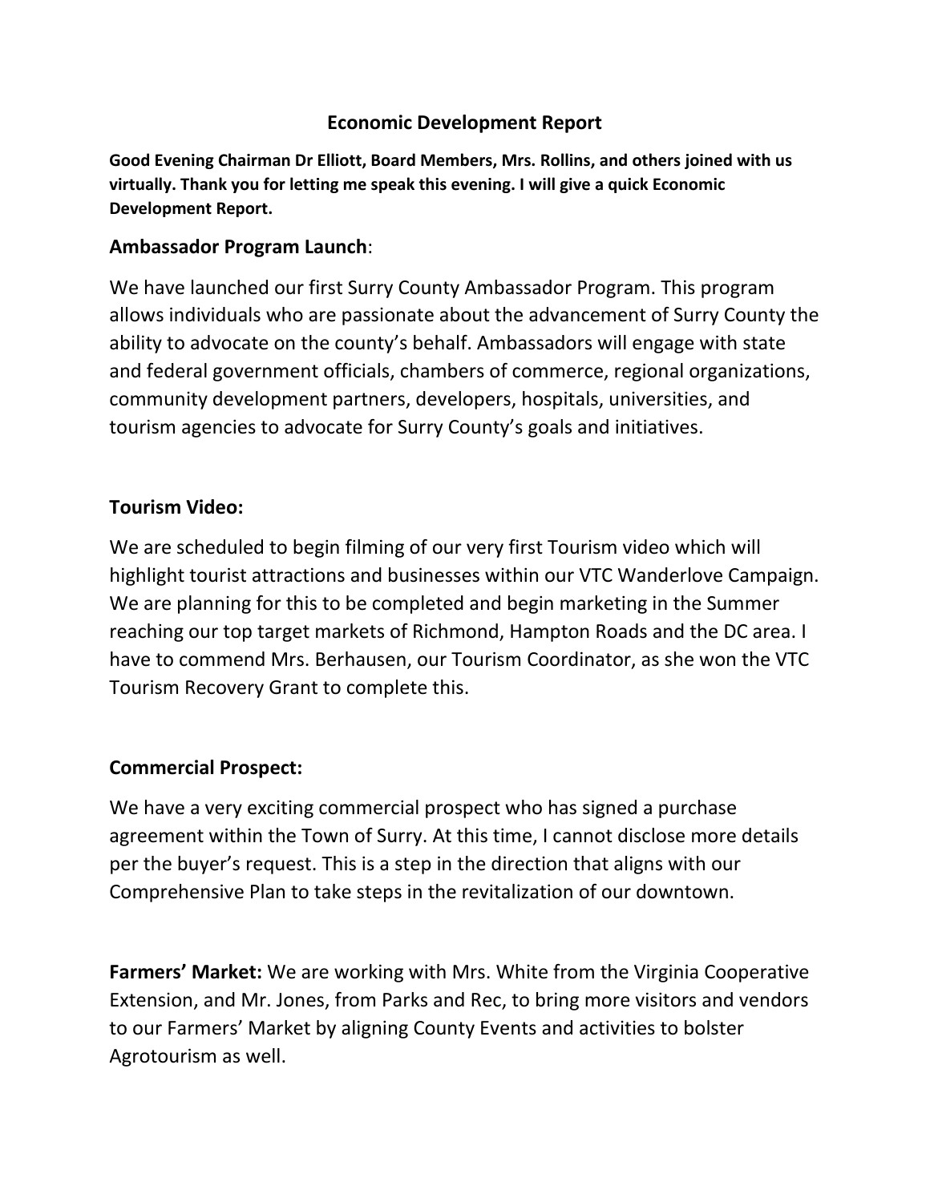## Economic Development Report

**Good Evening Chairman Dr Elliott, Board Members, Mrs. Rollins, and others joined with us virtually. Thank you for letting me speak this evening. I will give a quick Economic Development Report.**

### Ambassador Program Launch:

We have launched our first Surry County Ambassador Program. This program allows individuals who are passionate about the advancement of Surry County the ability to advocate on the county's behalf. Ambassadors will engage with state and federal government officials, chambers of commerce, regional organizations, community development partners, developers, hospitals, universities, and tourism agencies to advocate for Surry County's goals and initiatives.

### Tourism Video:

We are scheduled to begin filming of our very first Tourism video which will highlight tourist attractions and businesses within our VTC Wanderlove Campaign. We are planning for this to be completed and begin marketing in the Summer reaching our top target markets of Richmond, Hampton Roads and the DC area. I have to commend Mrs. Berhausen, our Tourism Coordinator, as she won the VTC Tourism Recovery Grant to complete this.

### Commercial Prospect:

We have a very exciting commercial prospect who has signed a purchase agreement within the Town of Surry. At this time, I cannot disclose more details per the buyer's request. This is a step in the direction that aligns with our Comprehensive Plan to take steps in the revitalization of our downtown.

**Farmers' Market:** We are working with Mrs. White from the Virginia Cooperative Extension, and Mr. Jones, from Parks and Rec, to bring more visitors and vendors to our Farmers' Market by aligning County Events and activities to bolster Agrotourism as well.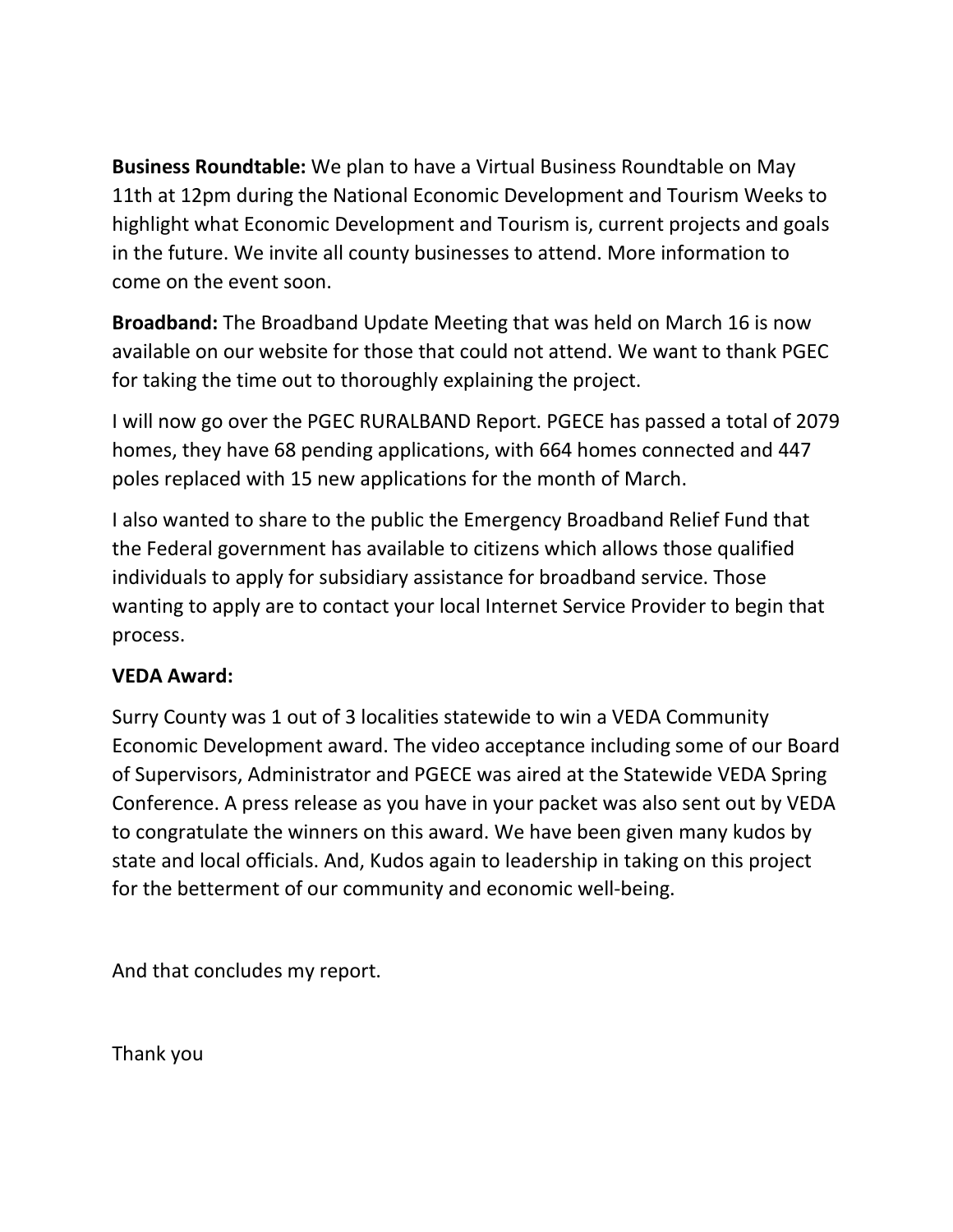**Business Roundtable:** We plan to have a Virtual Business Roundtable on May 11th at 12pm during the National Economic Development and Tourism Weeks to highlight what Economic Development and Tourism is, current projects and goals in the future. We invite all county businesses to attend. More information to come on the event soon.

**Broadband:** The Broadband Update Meeting that was held on March 16 is now available on our website for those that could not attend. We want to thank PGEC for taking the time out to thoroughly explaining the project.

I will now go over the PGEC RURALBAND Report. PGECE has passed a total of 2079 homes, they have 68 pending applications, with 664 homes connected and 447 poles replaced with 15 new applications for the month of March.

I also wanted to share to the public the Emergency Broadband Relief Fund that the Federal government has available to citizens which allows those qualified individuals to apply for subsidiary assistance for broadband service. Those wanting to apply are to contact your local Internet Service Provider to begin that process.

**VEDA Award:**

Surry County was 1 out of 3 localities statewide to win a VEDA Community Economic Development award. The video acceptance including some of our Board of Supervisors, Administrator and PGECE was aired at the Statewide VEDA Spring Conference. A press release as you have in your packet was also sent out by VEDA to congratulate the winners on this award. We have been given many kudos by state and local officials. And, Kudos again to leadership in taking on this project for the betterment of our community and economic well-being.

And that concludes my report.

Thank you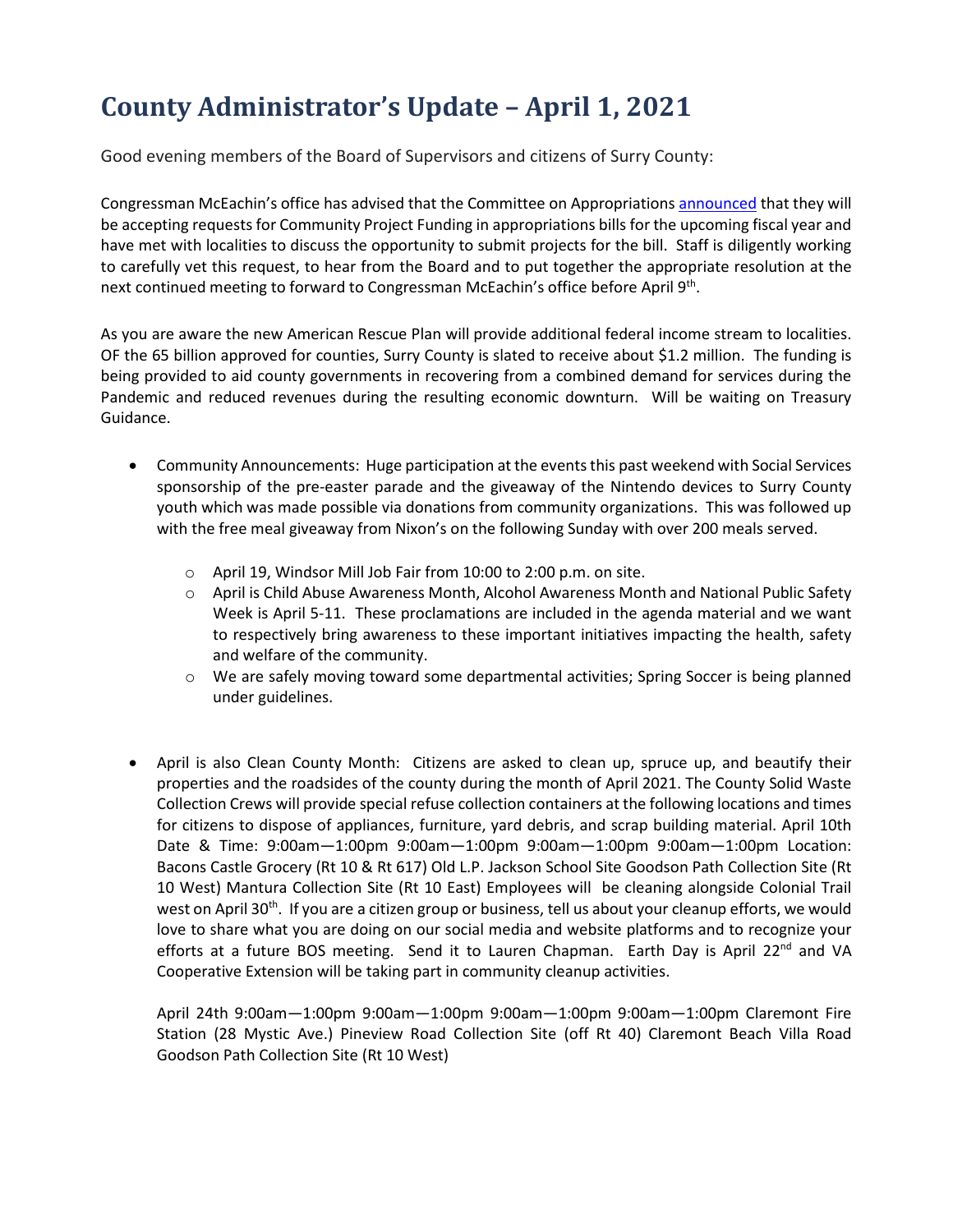# County Administrator's Update – April 1, 2021

Good evening members of the Board of Supervisors and citizens of Surry County:

Congressman McEachin's office has advised that the Committee on Appropriations announced that they will be accepting requests for Community Project Funding in appropriations bills for the upcoming fiscal year and have met with localities to discuss the opportunity to submit projects for the bill. Staff is diligently working to carefully vet this request, to hear from the Board and to put together the appropriate resolution at the next continued meeting to forward to Congressman McEachin's office before April 9th.

As you are aware the new American Rescue Plan will provide additional federal income stream to localities. OF the 65 billion approved for counties, Surry County is slated to receive about $1.2 million. The funding is being provided to aid county governments in recovering from a combined demand for services during the Pandemic and reduced revenues during the resulting economic downturn. Will be waiting on Treasury Guidance.

- Community Announcements: Huge participation at the events this past weekend with Social Services sponsorship of the pre-easter parade and the giveaway of the Nintendo devices to Surry County youth which was made possible via donations from community organizations. This was followed up with the free meal giveaway from Nixon's on the following Sunday with over 200 meals served.
  - April 19, Windsor Mill Job Fair from 10:00 to 2:00 p.m. on site.
  - April is Child Abuse Awareness Month, Alcohol Awareness Month and National Public Safety Week is April 5-11. These proclamations are included in the agenda material and we want to respectively bring awareness to these important initiatives impacting the health, safety and welfare of the community.
  - We are safely moving toward some departmental activities; Spring Soccer is being planned under guidelines.

- April is also Clean County Month: Citizens are asked to clean up, spruce up, and beautify their properties and the roadsides of the county during the month of April 2021. The County Solid Waste Collection Crews will provide special refuse collection containers at the following locations and times for citizens to dispose of appliances, furniture, yard debris, and scrap building material. April 10th Date & Time: 9:00am—1:00pm 9:00am—1:00pm 9:00am—1:00pm 9:00am—1:00pm Location: Bacons Castle Grocery (Rt 10 & Rt 617) Old L.P. Jackson School Site Goodson Path Collection Site (Rt 10 West) Mantura Collection Site (Rt 10 East) Employees will be cleaning alongside Colonial Trail west on April 30th. If you are a citizen group or business, tell us about your cleanup efforts, we would love to share what you are doing on our social media and website platforms and to recognize your efforts at a future BOS meeting. Send it to Lauren Chapman. Earth Day is April 22nd and VA Cooperative Extension will be taking part in community cleanup activities.

  April 24th 9:00am—1:00pm 9:00am—1:00pm 9:00am—1:00pm 9:00am—1:00pm Claremont Fire Station (28 Mystic Ave.) Pineview Road Collection Site (off Rt 40) Claremont Beach Villa Road Goodson Path Collection Site (Rt 10 West)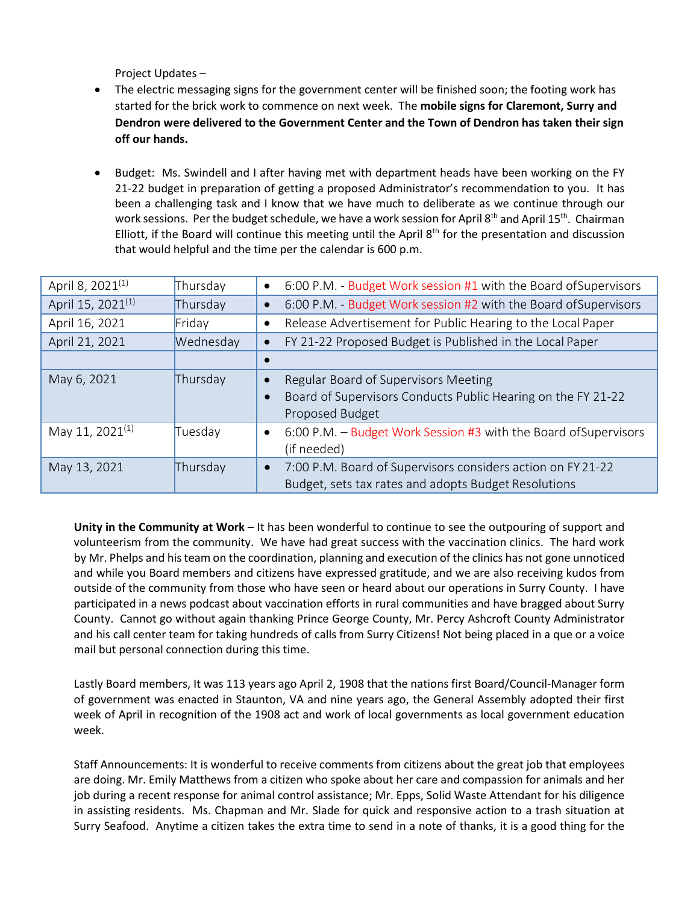Project Updates –

- The electric messaging signs for the government center will be finished soon; the footing work has started for the brick work to commence on next week. The **mobile signs for Claremont, Surry and Dendron were delivered to the Government Center and the Town of Dendron has taken their sign off our hands.**

- Budget: Ms. Swindell and I after having met with department heads have been working on the FY 21-22 budget in preparation of getting a proposed Administrator's recommendation to you. It has been a challenging task and I know that we have much to deliberate as we continue through our work sessions. Per the budget schedule, we have a work session for April 8th and April 15th. Chairman Elliott, if the Board will continue this meeting until the April 8th for the presentation and discussion that would helpful and the time per the calendar is 600 p.m.

| | | |
|---|---|---|
| April 8, 2021[1] | Thursday | • 6:00 P.M. - Budget Work session #1 with the Board ofSupervisors |
| April 15, 2021[1] | Thursday | • 6:00 P.M. - Budget Work session #2 with the Board ofSupervisors |
| April 16, 2021 | Friday | • Release Advertisement for Public Hearing to the Local Paper |
| April 21, 2021 | Wednesday | • FY 21-22 Proposed Budget is Published in the Local Paper |
| | | • |
| May 6, 2021 | Thursday | • Regular Board of Supervisors Meeting<br>• Board of Supervisors Conducts Public Hearing on the FY 21-22 Proposed Budget |
| May 11, 2021[1] | Tuesday | • 6:00 P.M. – Budget Work Session #3 with the Board ofSupervisors (if needed) |
| May 13, 2021 | Thursday | • 7:00 P.M. Board of Supervisors considers action on FY21-22 Budget, sets tax rates and adopts Budget Resolutions |

**Unity in the Community at Work** – It has been wonderful to continue to see the outpouring of support and volunteerism from the community. We have had great success with the vaccination clinics. The hard work by Mr. Phelps and his team on the coordination, planning and execution of the clinics has not gone unnoticed and while you Board members and citizens have expressed gratitude, and we are also receiving kudos from outside of the community from those who have seen or heard about our operations in Surry County. I have participated in a news podcast about vaccination efforts in rural communities and have bragged about Surry County. Cannot go without again thanking Prince George County, Mr. Percy Ashcroft County Administrator and his call center team for taking hundreds of calls from Surry Citizens! Not being placed in a que or a voice mail but personal connection during this time.

Lastly Board members, It was 113 years ago April 2, 1908 that the nations first Board/Council-Manager form of government was enacted in Staunton, VA and nine years ago, the General Assembly adopted their first week of April in recognition of the 1908 act and work of local governments as local government education week.

Staff Announcements: It is wonderful to receive comments from citizens about the great job that employees are doing. Mr. Emily Matthews from a citizen who spoke about her care and compassion for animals and her job during a recent response for animal control assistance; Mr. Epps, Solid Waste Attendant for his diligence in assisting residents. Ms. Chapman and Mr. Slade for quick and responsive action to a trash situation at Surry Seafood. Anytime a citizen takes the extra time to send in a note of thanks, it is a good thing for the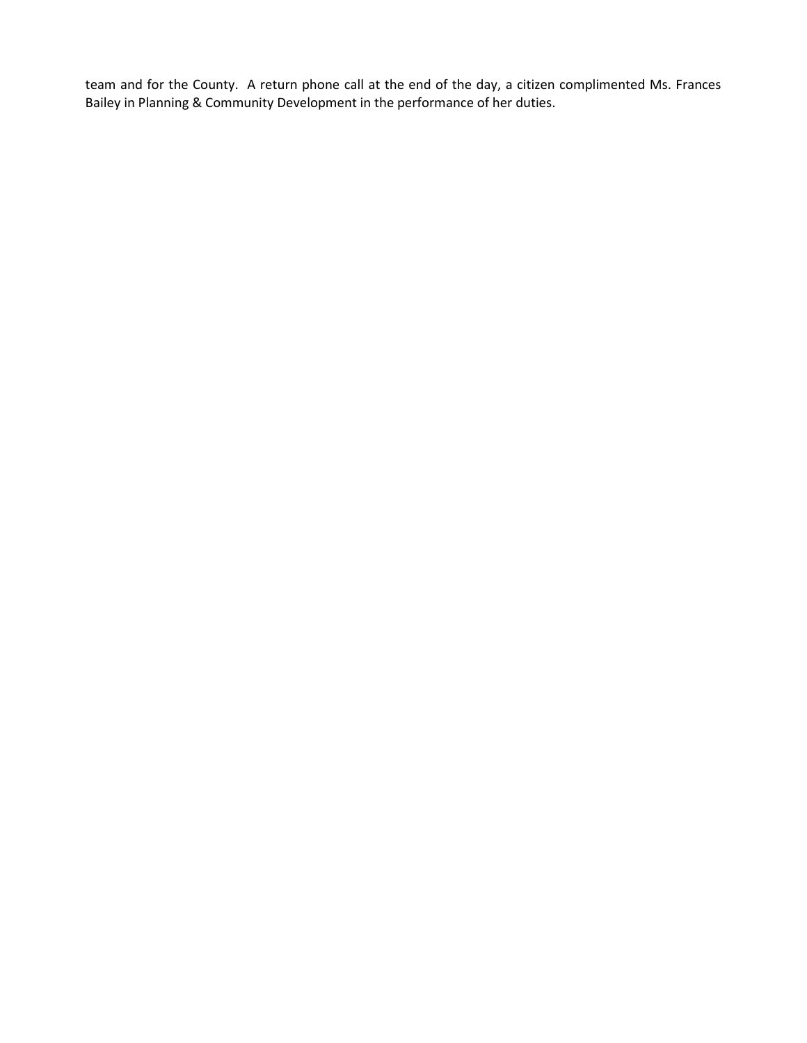team and for the County. A return phone call at the end of the day, a citizen complimented Ms. Frances Bailey in Planning & Community Development in the performance of her duties.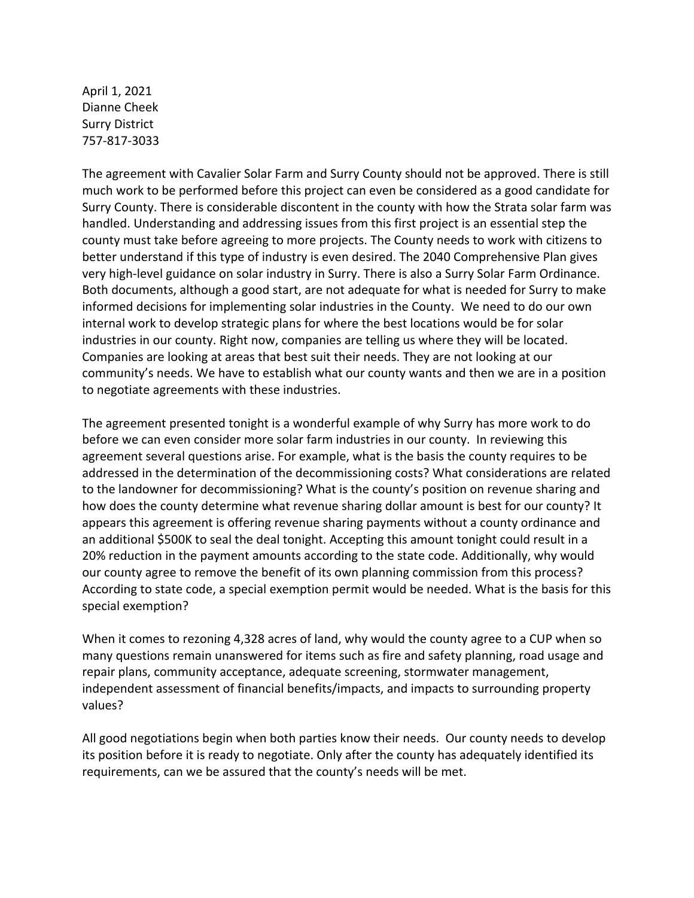April 1, 2021
Dianne Cheek
Surry District
757-817-3033

The agreement with Cavalier Solar Farm and Surry County should not be approved. There is still much work to be performed before this project can even be considered as a good candidate for Surry County. There is considerable discontent in the county with how the Strata solar farm was handled. Understanding and addressing issues from this first project is an essential step the county must take before agreeing to more projects. The County needs to work with citizens to better understand if this type of industry is even desired. The 2040 Comprehensive Plan gives very high-level guidance on solar industry in Surry. There is also a Surry Solar Farm Ordinance. Both documents, although a good start, are not adequate for what is needed for Surry to make informed decisions for implementing solar industries in the County. We need to do our own internal work to develop strategic plans for where the best locations would be for solar industries in our county. Right now, companies are telling us where they will be located. Companies are looking at areas that best suit their needs. They are not looking at our community's needs. We have to establish what our county wants and then we are in a position to negotiate agreements with these industries.

The agreement presented tonight is a wonderful example of why Surry has more work to do before we can even consider more solar farm industries in our county. In reviewing this agreement several questions arise. For example, what is the basis the county requires to be addressed in the determination of the decommissioning costs? What considerations are related to the landowner for decommissioning? What is the county's position on revenue sharing and how does the county determine what revenue sharing dollar amount is best for our county? It appears this agreement is offering revenue sharing payments without a county ordinance and an additional $500K to seal the deal tonight. Accepting this amount tonight could result in a 20% reduction in the payment amounts according to the state code. Additionally, why would our county agree to remove the benefit of its own planning commission from this process? According to state code, a special exemption permit would be needed. What is the basis for this special exemption?

When it comes to rezoning 4,328 acres of land, why would the county agree to a CUP when so many questions remain unanswered for items such as fire and safety planning, road usage and repair plans, community acceptance, adequate screening, stormwater management, independent assessment of financial benefits/impacts, and impacts to surrounding property values?

All good negotiations begin when both parties know their needs. Our county needs to develop its position before it is ready to negotiate. Only after the county has adequately identified its requirements, can we be assured that the county's needs will be met.